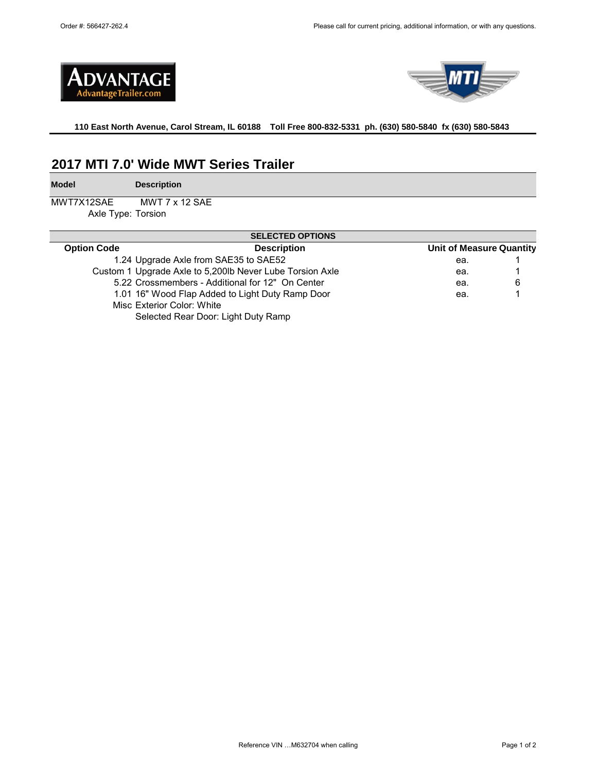Order #: 566427-262.4

Please call for current pricing, additional information, or with any questions.

**110 East North Avenue, Carol Stream, IL 60188 Toll Free 800-832-5331 ph. (630) 580-5840 fx (630) 580-5843**

## 2017 MTI 7.0' Wide MWT Series Trailer

| Model | Description |
|---|---|
| MWT7X12SAE | MWT 7 x 12 SAE |
| | Axle Type: Torsion |

**SELECTED OPTIONS**

| Option Code | Description | Unit of Measure | Quantity |
|---|---|---|---|
| 1.24 | Upgrade Axle from SAE35 to SAE52 | ea. | 1 |
| Custom 1 | Upgrade Axle to 5,200lb Never Lube Torsion Axle | ea. | 1 |
| 5.22 | Crossmembers - Additional for 12" On Center | ea. | 6 |
| 1.01 | 16" Wood Flap Added to Light Duty Ramp Door | ea. | 1 |
| Misc | Exterior Color: White | | |
| | Selected Rear Door: Light Duty Ramp | | |

Reference VIN …M632704 when calling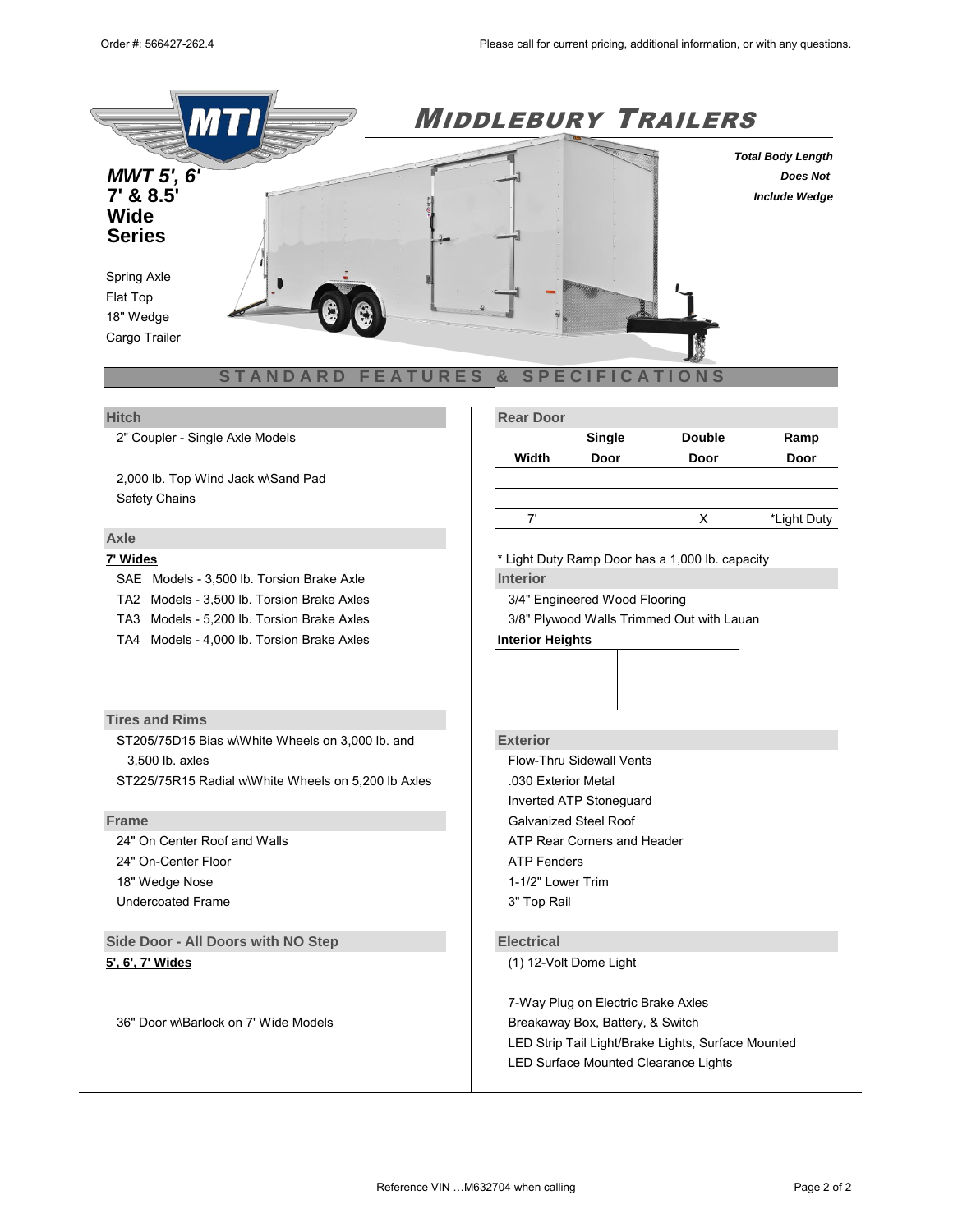Order #: 566427-262.4

Please call for current pricing, additional information, or with any questions.

# MIDDLEBURY TRAILERS

***MWT 5', 6'***
**7' & 8.5'**
**Wide**
**Series**

Spring Axle
Flat Top
18" Wedge
Cargo Trailer

***Total Body Length***
***Does Not***
***Include Wedge***

## STANDARD FEATURES & SPECIFICATIONS

### Hitch

2" Coupler - Single Axle Models

2,000 lb. Top Wind Jack w\Sand Pad
Safety Chains

### Axle

**7' Wides**

SAE Models - 3,500 lb. Torsion Brake Axle
TA2 Models - 3,500 lb. Torsion Brake Axles
TA3 Models - 5,200 lb. Torsion Brake Axles
TA4 Models - 4,000 lb. Torsion Brake Axles

### Tires and Rims

ST205/75D15 Bias w\White Wheels on 3,000 lb. and 3,500 lb. axles
ST225/75R15 Radial w\White Wheels on 5,200 lb Axles

### Frame

24" On Center Roof and Walls
24" On-Center Floor
18" Wedge Nose
Undercoated Frame

### Side Door - All Doors with NO Step

**5', 6', 7' Wides**

36" Door w\Barlock on 7' Wide Models

### Rear Door

| Width | Single Door | Double Door | Ramp Door |
|---|---|---|---|
| | | | |
| 7' | | X | *Light Duty |

* Light Duty Ramp Door has a 1,000 lb. capacity

### Interior

3/4" Engineered Wood Flooring
3/8" Plywood Walls Trimmed Out with Lauan

**Interior Heights**

### Exterior

Flow-Thru Sidewall Vents
.030 Exterior Metal
Inverted ATP Stoneguard
Galvanized Steel Roof
ATP Rear Corners and Header
ATP Fenders
1-1/2" Lower Trim
3" Top Rail

### Electrical

(1) 12-Volt Dome Light

7-Way Plug on Electric Brake Axles
Breakaway Box, Battery, & Switch
LED Strip Tail Light/Brake Lights, Surface Mounted
LED Surface Mounted Clearance Lights

Reference VIN …M632704 when calling